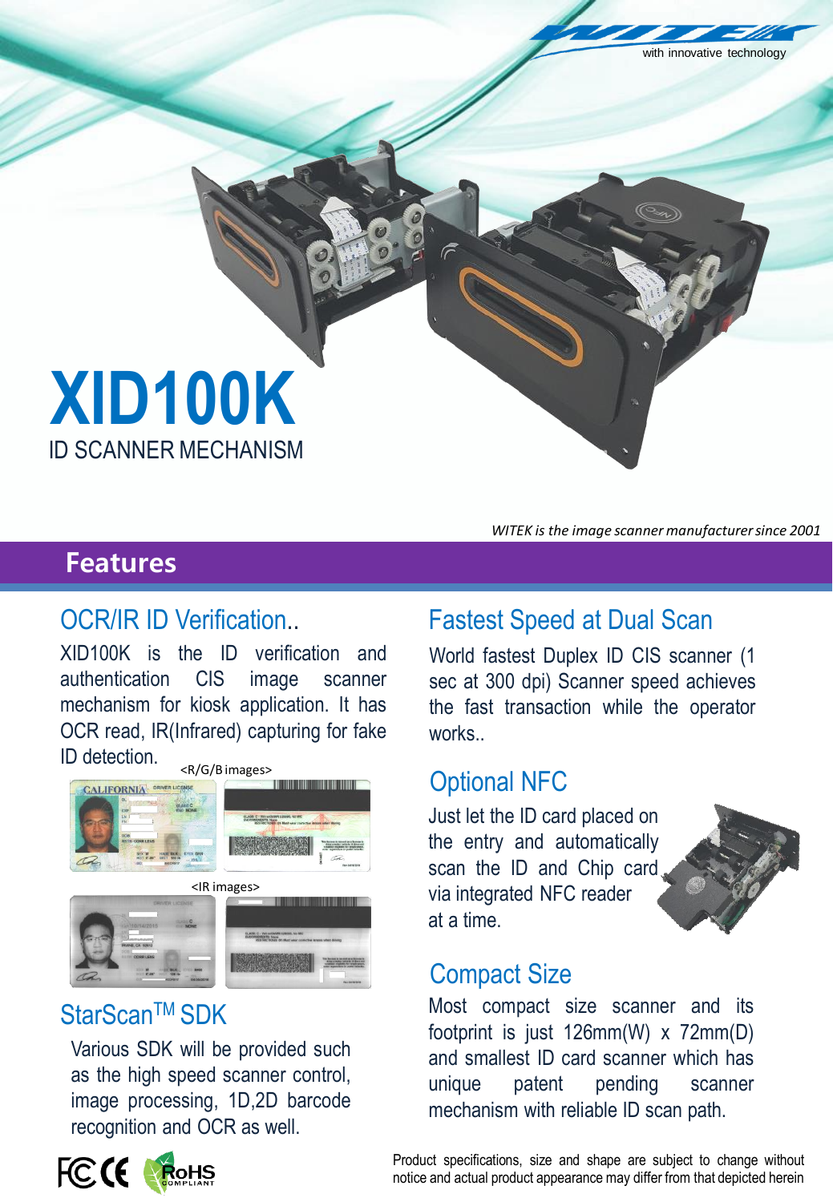with innovative technology

# XID100K

ID SCANNER MECHANISM

*WITEK is the image scanner manufacturer since 2001*

## Features

### OCR/IR ID Verification..

XID100K is the ID verification and authentication CIS image scanner mechanism for kiosk application. It has OCR read, IR(Infrared) capturing for fake ID detection.

<R/G/B images>

<IR images>

### StarScan[TM] SDK

Various SDK will be provided such as the high speed scanner control, image processing, 1D,2D barcode recognition and OCR as well.

### Fastest Speed at Dual Scan

World fastest Duplex ID CIS scanner (1 sec at 300 dpi) Scanner speed achieves the fast transaction while the operator works..

### Optional NFC

Just let the ID card placed on the entry and automatically scan the ID and Chip card via integrated NFC reader at a time.

### Compact Size

Most compact size scanner and its footprint is just 126mm(W) x 72mm(D) and smallest ID card scanner which has unique patent pending scanner mechanism with reliable ID scan path.

Product specifications, size and shape are subject to change without notice and actual product appearance may differ from that depicted herein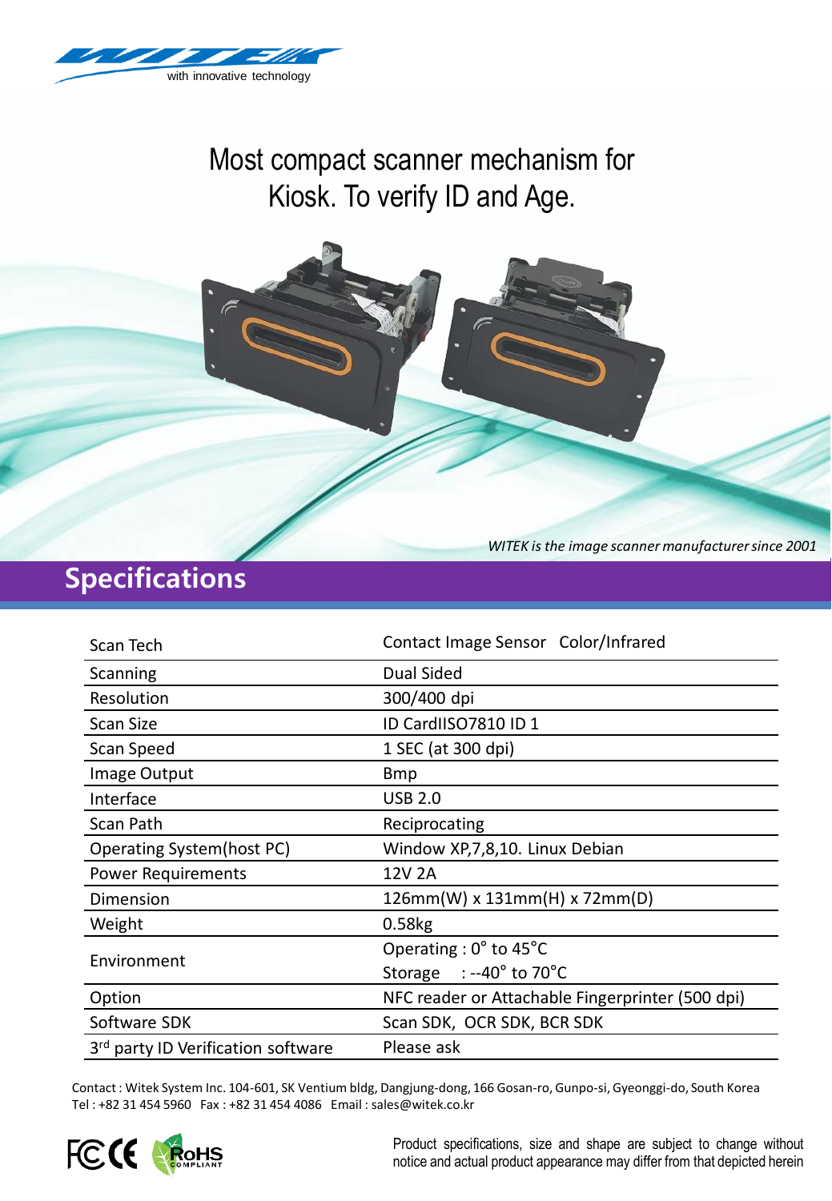with innovative technology

# Most compact scanner mechanism for Kiosk. To verify ID and Age.

*WITEK is the image scanner manufacturer since 2001*

## Specifications

| | |
|---|---|
| Scan Tech | Contact Image Sensor Color/Infrared |
| Scanning | Dual Sided |
| Resolution | 300/400 dpi |
| Scan Size | ID CardIISO7810 ID 1 |
| Scan Speed | 1 SEC (at 300 dpi) |
| Image Output | Bmp |
| Interface | USB 2.0 |
| Scan Path | Reciprocating |
| Operating System(host PC) | Window XP,7,8,10. Linux Debian |
| Power Requirements | 12V 2A |
| Dimension | 126mm(W) x 131mm(H) x 72mm(D) |
| Weight | 0.58kg |
| Environment | Operating : 0° to 45°C<br>Storage : --40° to 70°C |
| Option | NFC reader or Attachable Fingerprinter (500 dpi) |
| Software SDK | Scan SDK, OCR SDK, BCR SDK |
| 3rd party ID Verification software | Please ask |

Contact : Witek System Inc. 104-601, SK Ventium bldg, Dangjung-dong, 166 Gosan-ro, Gunpo-si, Gyeonggi-do, South Korea
Tel : +82 31 454 5960 Fax : +82 31 454 4086 Email : sales@witek.co.kr

FC CE RoHS COMPLIANT

Product specifications, size and shape are subject to change without notice and actual product appearance may differ from that depicted herein